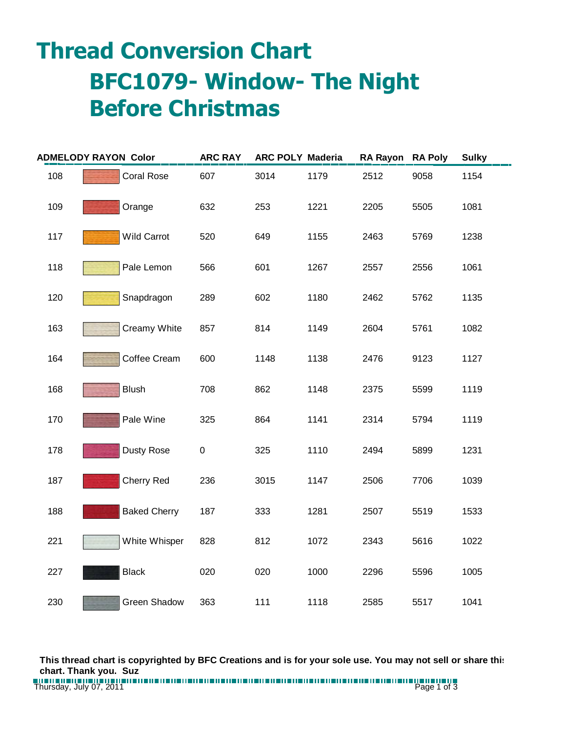# Thread Conversion Chart

## BFC1079- Window- The Night Before Christmas

| ADMELODY RAYON | Color | ARC RAY | ARC POLY | Maderia | RA Rayon | RA Poly | Sulky |
|---|---|---|---|---|---|---|---|
| 108 | Coral Rose | 607 | 3014 | 1179 | 2512 | 9058 | 1154 |
| 109 | Orange | 632 | 253 | 1221 | 2205 | 5505 | 1081 |
| 117 | Wild Carrot | 520 | 649 | 1155 | 2463 | 5769 | 1238 |
| 118 | Pale Lemon | 566 | 601 | 1267 | 2557 | 2556 | 1061 |
| 120 | Snapdragon | 289 | 602 | 1180 | 2462 | 5762 | 1135 |
| 163 | Creamy White | 857 | 814 | 1149 | 2604 | 5761 | 1082 |
| 164 | Coffee Cream | 600 | 1148 | 1138 | 2476 | 9123 | 1127 |
| 168 | Blush | 708 | 862 | 1148 | 2375 | 5599 | 1119 |
| 170 | Pale Wine | 325 | 864 | 1141 | 2314 | 5794 | 1119 |
| 178 | Dusty Rose | 0 | 325 | 1110 | 2494 | 5899 | 1231 |
| 187 | Cherry Red | 236 | 3015 | 1147 | 2506 | 7706 | 1039 |
| 188 | Baked Cherry | 187 | 333 | 1281 | 2507 | 5519 | 1533 |
| 221 | White Whisper | 828 | 812 | 1072 | 2343 | 5616 | 1022 |
| 227 | Black | 020 | 020 | 1000 | 2296 | 5596 | 1005 |
| 230 | Green Shadow | 363 | 111 | 1118 | 2585 | 5517 | 1041 |

**This thread chart is copyrighted by BFC Creations and is for your sole use. You may not sell or share this chart. Thank you. Suz**

Thursday, July 07, 2011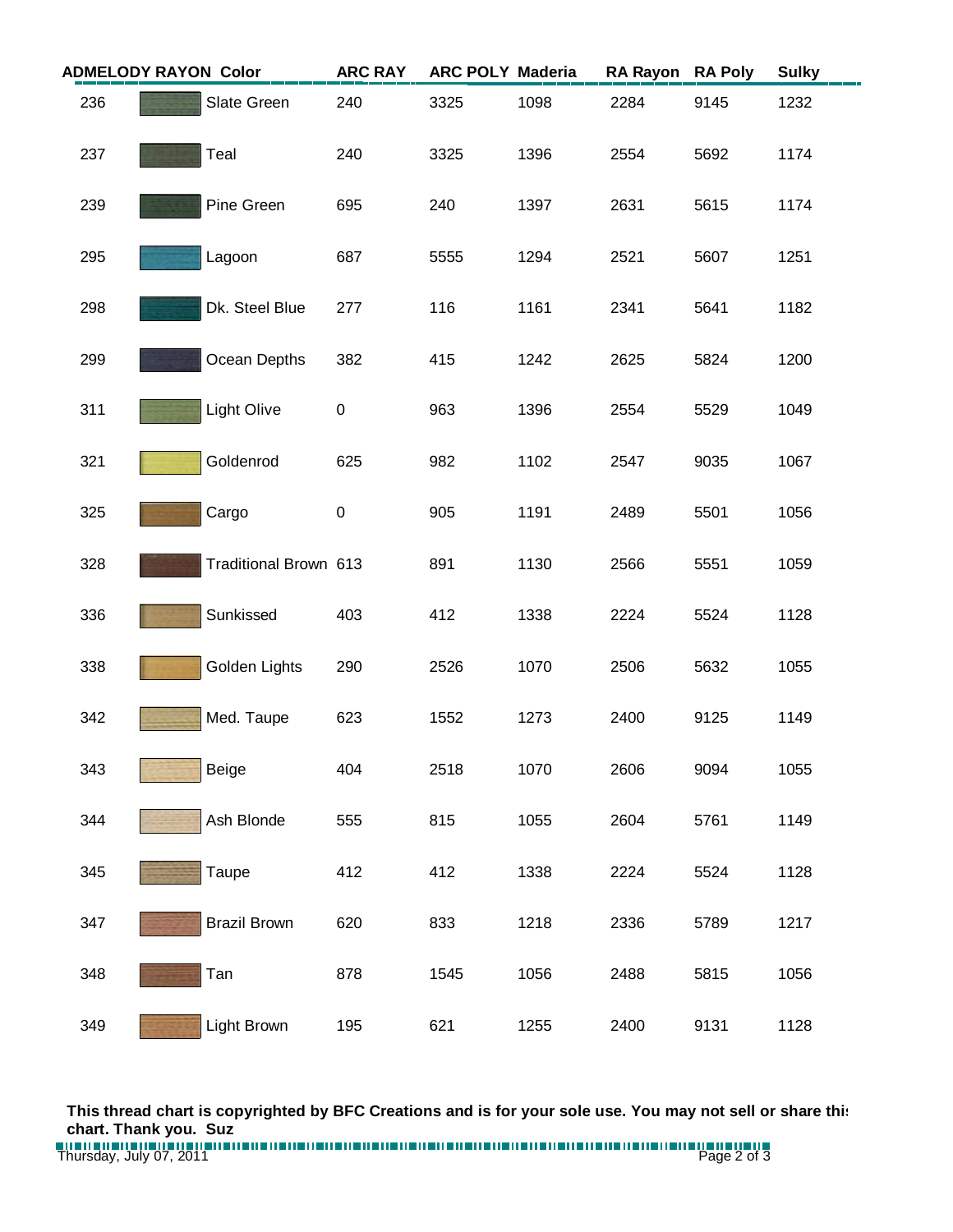| ADMELODY RAYON | Color | ARC RAY | ARC POLY | Maderia | RA Rayon | RA Poly | Sulky |
|---|---|---|---|---|---|---|---|
| 236 | Slate Green | 240 | 3325 | 1098 | 2284 | 9145 | 1232 |
| 237 | Teal | 240 | 3325 | 1396 | 2554 | 5692 | 1174 |
| 239 | Pine Green | 695 | 240 | 1397 | 2631 | 5615 | 1174 |
| 295 | Lagoon | 687 | 5555 | 1294 | 2521 | 5607 | 1251 |
| 298 | Dk. Steel Blue | 277 | 116 | 1161 | 2341 | 5641 | 1182 |
| 299 | Ocean Depths | 382 | 415 | 1242 | 2625 | 5824 | 1200 |
| 311 | Light Olive | 0 | 963 | 1396 | 2554 | 5529 | 1049 |
| 321 | Goldenrod | 625 | 982 | 1102 | 2547 | 9035 | 1067 |
| 325 | Cargo | 0 | 905 | 1191 | 2489 | 5501 | 1056 |
| 328 | Traditional Brown | 613 | 891 | 1130 | 2566 | 5551 | 1059 |
| 336 | Sunkissed | 403 | 412 | 1338 | 2224 | 5524 | 1128 |
| 338 | Golden Lights | 290 | 2526 | 1070 | 2506 | 5632 | 1055 |
| 342 | Med. Taupe | 623 | 1552 | 1273 | 2400 | 9125 | 1149 |
| 343 | Beige | 404 | 2518 | 1070 | 2606 | 9094 | 1055 |
| 344 | Ash Blonde | 555 | 815 | 1055 | 2604 | 5761 | 1149 |
| 345 | Taupe | 412 | 412 | 1338 | 2224 | 5524 | 1128 |
| 347 | Brazil Brown | 620 | 833 | 1218 | 2336 | 5789 | 1217 |
| 348 | Tan | 878 | 1545 | 1056 | 2488 | 5815 | 1056 |
| 349 | Light Brown | 195 | 621 | 1255 | 2400 | 9131 | 1128 |

**This thread chart is copyrighted by BFC Creations and is for your sole use. You may not sell or share this chart. Thank you. Suz**

Thursday, July 07, 2011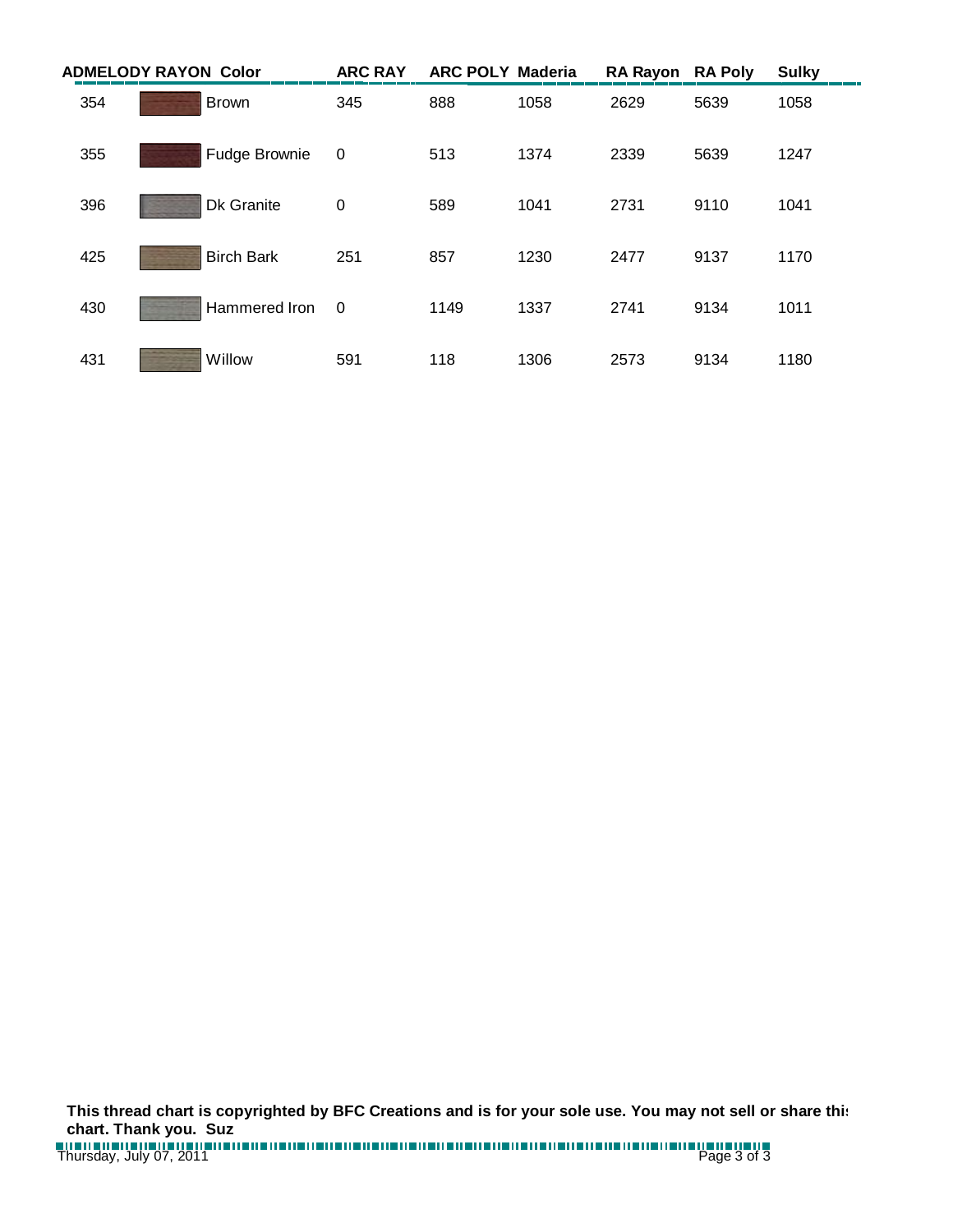| ADMELODY RAYON | | Color | ARC RAY | ARC POLY | Maderia | RA Rayon | RA Poly | Sulky |
|---|---|---|---|---|---|---|---|---|
| 354 | | Brown | 345 | 888 | 1058 | 2629 | 5639 | 1058 |
| 355 | | Fudge Brownie | 0 | 513 | 1374 | 2339 | 5639 | 1247 |
| 396 | | Dk Granite | 0 | 589 | 1041 | 2731 | 9110 | 1041 |
| 425 | | Birch Bark | 251 | 857 | 1230 | 2477 | 9137 | 1170 |
| 430 | | Hammered Iron | 0 | 1149 | 1337 | 2741 | 9134 | 1011 |
| 431 | | Willow | 591 | 118 | 1306 | 2573 | 9134 | 1180 |

**This thread chart is copyrighted by BFC Creations and is for your sole use. You may not sell or share this chart. Thank you. Suz**

Thursday, July 07, 2011